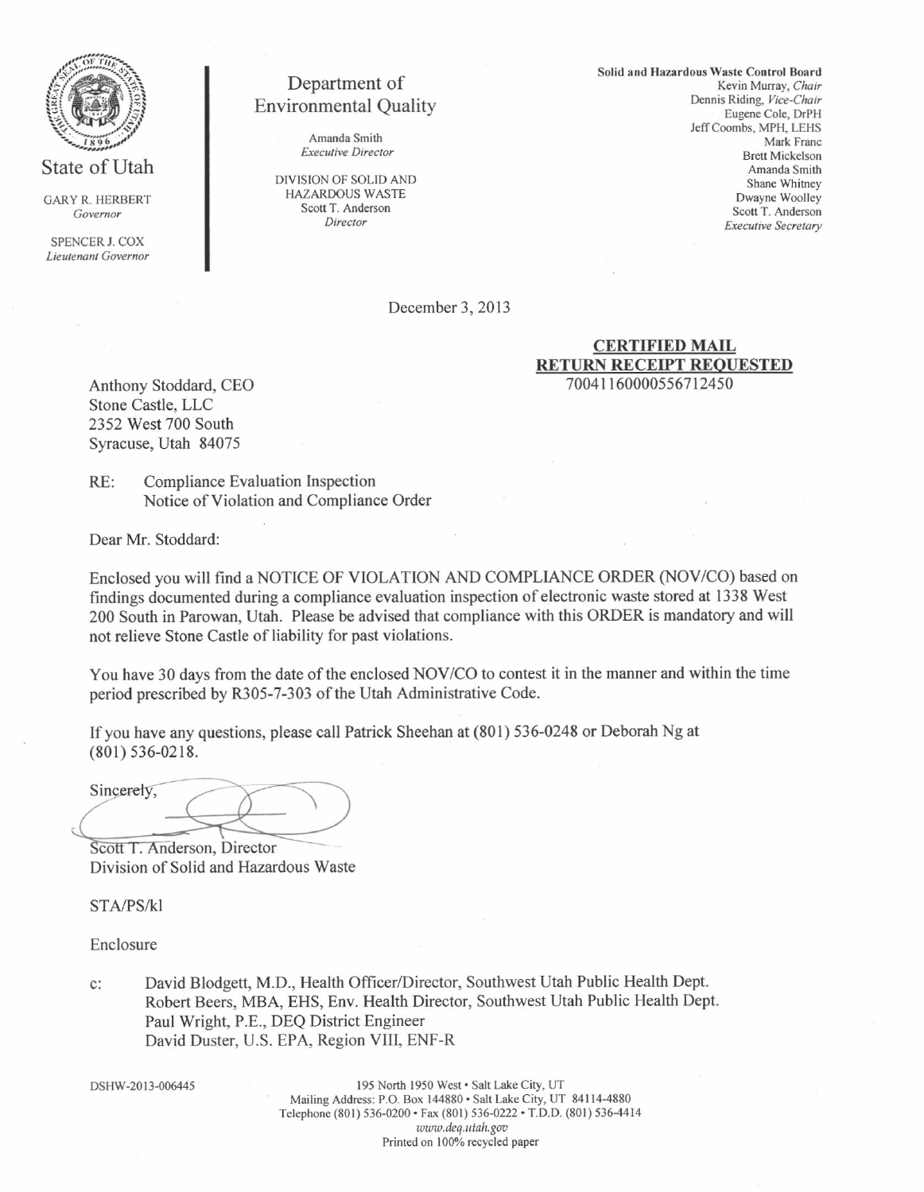State of Utah

GARY R. HERBERT
*Governor*

SPENCER J. COX
*Lieutenant Governor*

Department of Environmental Quality

Amanda Smith
*Executive Director*

DIVISION OF SOLID AND HAZARDOUS WASTE
Scott T. Anderson
*Director*

**Solid and Hazardous Waste Control Board**
Kevin Murray, *Chair*
Dennis Riding, *Vice-Chair*
Eugene Cole, DrPH
Jeff Coombs, MPH, LEHS
Mark Franc
Brett Mickelson
Amanda Smith
Shane Whitney
Dwayne Woolley
Scott T. Anderson
*Executive Secretary*

December 3, 2013

**CERTIFIED MAIL**
**RETURN RECEIPT REQUESTED**
70041160000556712450

Anthony Stoddard, CEO
Stone Castle, LLC
2352 West 700 South
Syracuse, Utah 84075

RE: Compliance Evaluation Inspection
Notice of Violation and Compliance Order

Dear Mr. Stoddard:

Enclosed you will find a NOTICE OF VIOLATION AND COMPLIANCE ORDER (NOV/CO) based on findings documented during a compliance evaluation inspection of electronic waste stored at 1338 West 200 South in Parowan, Utah. Please be advised that compliance with this ORDER is mandatory and will not relieve Stone Castle of liability for past violations.

You have 30 days from the date of the enclosed NOV/CO to contest it in the manner and within the time period prescribed by R305-7-303 of the Utah Administrative Code.

If you have any questions, please call Patrick Sheehan at (801) 536-0248 or Deborah Ng at (801) 536-0218.

Sincerely,

Scott T. Anderson, Director
Division of Solid and Hazardous Waste

STA/PS/kl

Enclosure

c: David Blodgett, M.D., Health Officer/Director, Southwest Utah Public Health Dept.
Robert Beers, MBA, EHS, Env. Health Director, Southwest Utah Public Health Dept.
Paul Wright, P.E., DEQ District Engineer
David Duster, U.S. EPA, Region VIII, ENF-R

DSHW-2013-006445

195 North 1950 West • Salt Lake City, UT
Mailing Address: P.O. Box 144880 • Salt Lake City, UT 84114-4880
Telephone (801) 536-0200 • Fax (801) 536-0222 • T.D.D. (801) 536-4414
*www.deq.utah.gov*
Printed on 100% recycled paper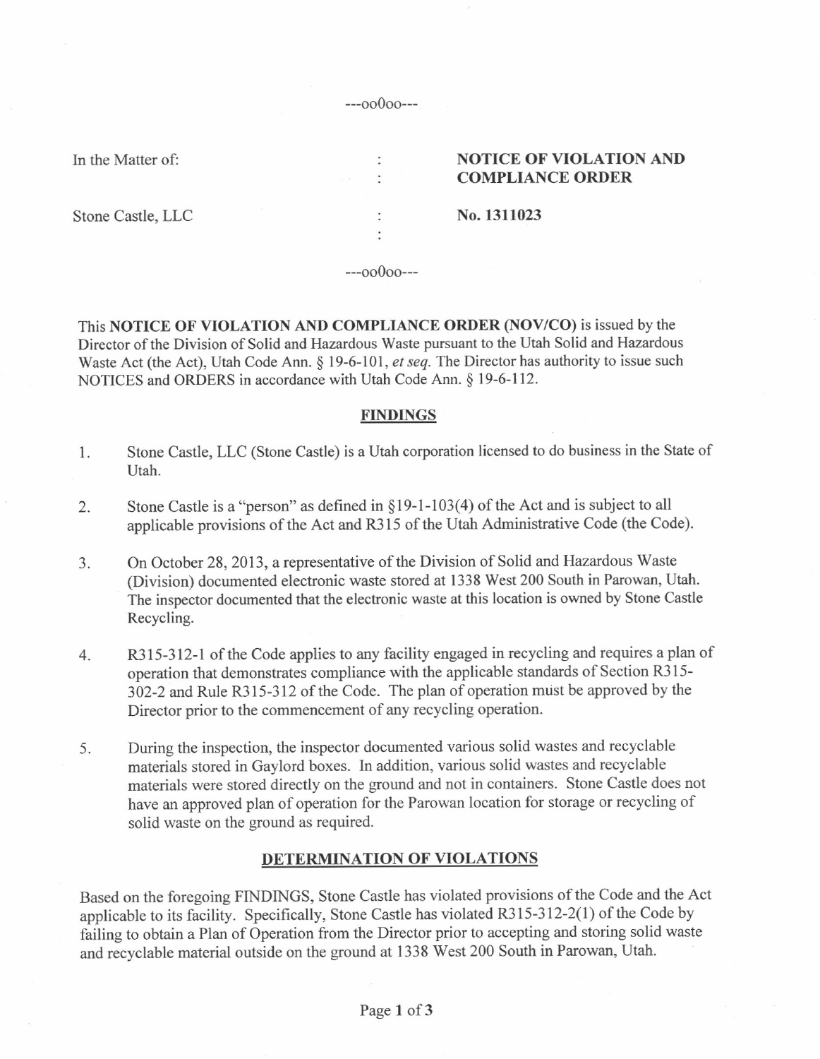---oo0oo---

| In the Matter of: | : | **NOTICE OF VIOLATION AND COMPLIANCE ORDER** |
| --- | --- | --- |
| Stone Castle, LLC | : | **No. 1311023** |

---oo0oo---

This **NOTICE OF VIOLATION AND COMPLIANCE ORDER (NOV/CO)** is issued by the Director of the Division of Solid and Hazardous Waste pursuant to the Utah Solid and Hazardous Waste Act (the Act), Utah Code Ann. § 19-6-101, *et seq.* The Director has authority to issue such NOTICES and ORDERS in accordance with Utah Code Ann. § 19-6-112.

## FINDINGS

1. Stone Castle, LLC (Stone Castle) is a Utah corporation licensed to do business in the State of Utah.

2. Stone Castle is a "person" as defined in §19-1-103(4) of the Act and is subject to all applicable provisions of the Act and R315 of the Utah Administrative Code (the Code).

3. On October 28, 2013, a representative of the Division of Solid and Hazardous Waste (Division) documented electronic waste stored at 1338 West 200 South in Parowan, Utah. The inspector documented that the electronic waste at this location is owned by Stone Castle Recycling.

4. R315-312-1 of the Code applies to any facility engaged in recycling and requires a plan of operation that demonstrates compliance with the applicable standards of Section R315-302-2 and Rule R315-312 of the Code. The plan of operation must be approved by the Director prior to the commencement of any recycling operation.

5. During the inspection, the inspector documented various solid wastes and recyclable materials stored in Gaylord boxes. In addition, various solid wastes and recyclable materials were stored directly on the ground and not in containers. Stone Castle does not have an approved plan of operation for the Parowan location for storage or recycling of solid waste on the ground as required.

## DETERMINATION OF VIOLATIONS

Based on the foregoing FINDINGS, Stone Castle has violated provisions of the Code and the Act applicable to its facility. Specifically, Stone Castle has violated R315-312-2(1) of the Code by failing to obtain a Plan of Operation from the Director prior to accepting and storing solid waste and recyclable material outside on the ground at 1338 West 200 South in Parowan, Utah.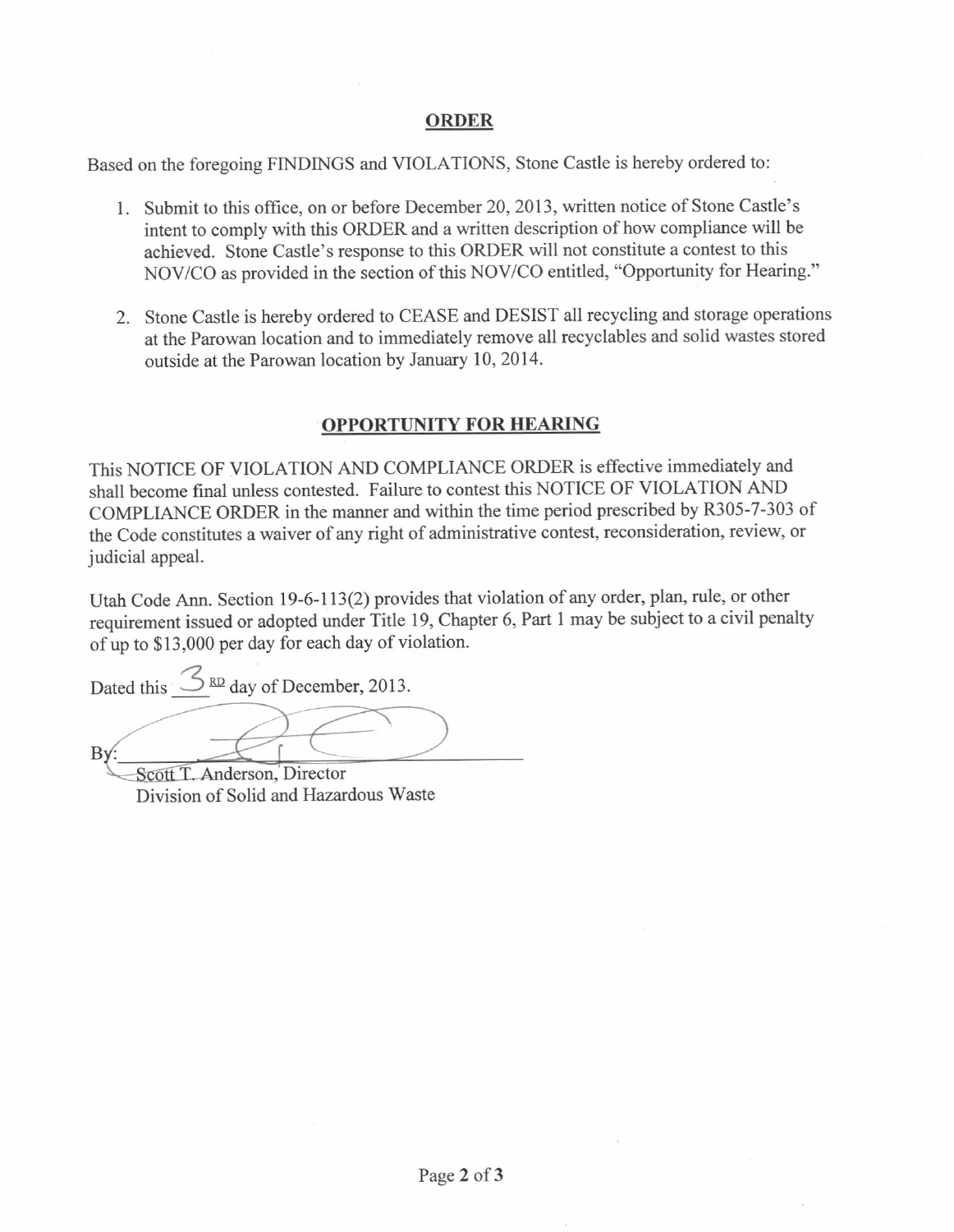## ORDER

Based on the foregoing FINDINGS and VIOLATIONS, Stone Castle is hereby ordered to:

1. Submit to this office, on or before December 20, 2013, written notice of Stone Castle's intent to comply with this ORDER and a written description of how compliance will be achieved. Stone Castle's response to this ORDER will not constitute a contest to this NOV/CO as provided in the section of this NOV/CO entitled, "Opportunity for Hearing."

2. Stone Castle is hereby ordered to CEASE and DESIST all recycling and storage operations at the Parowan location and to immediately remove all recyclables and solid wastes stored outside at the Parowan location by January 10, 2014.

## OPPORTUNITY FOR HEARING

This NOTICE OF VIOLATION AND COMPLIANCE ORDER is effective immediately and shall become final unless contested. Failure to contest this NOTICE OF VIOLATION AND COMPLIANCE ORDER in the manner and within the time period prescribed by R305-7-303 of the Code constitutes a waiver of any right of administrative contest, reconsideration, review, or judicial appeal.

Utah Code Ann. Section 19-6-113(2) provides that violation of any order, plan, rule, or other requirement issued or adopted under Title 19, Chapter 6, Part 1 may be subject to a civil penalty of up to $13,000 per day for each day of violation.

Dated this 3RD day of December, 2013.

By: ______________________________

Scott T. Anderson, Director
Division of Solid and Hazardous Waste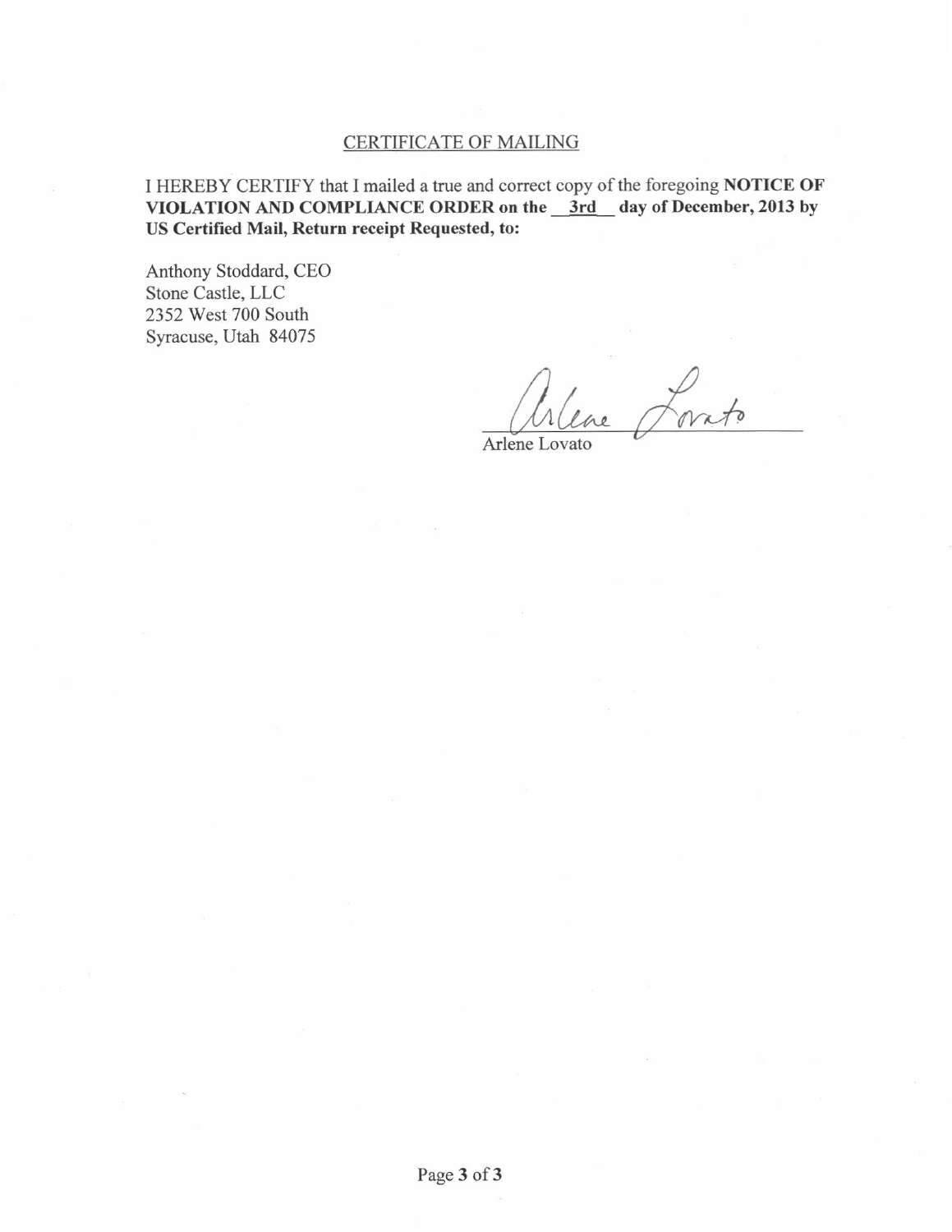## CERTIFICATE OF MAILING

I HEREBY CERTIFY that I mailed a true and correct copy of the foregoing **NOTICE OF VIOLATION AND COMPLIANCE ORDER on the 3rd day of December, 2013 by US Certified Mail, Return receipt Requested, to:**

Anthony Stoddard, CEO
Stone Castle, LLC
2352 West 700 South
Syracuse, Utah 84075

Arlene Lovato

Arlene Lovato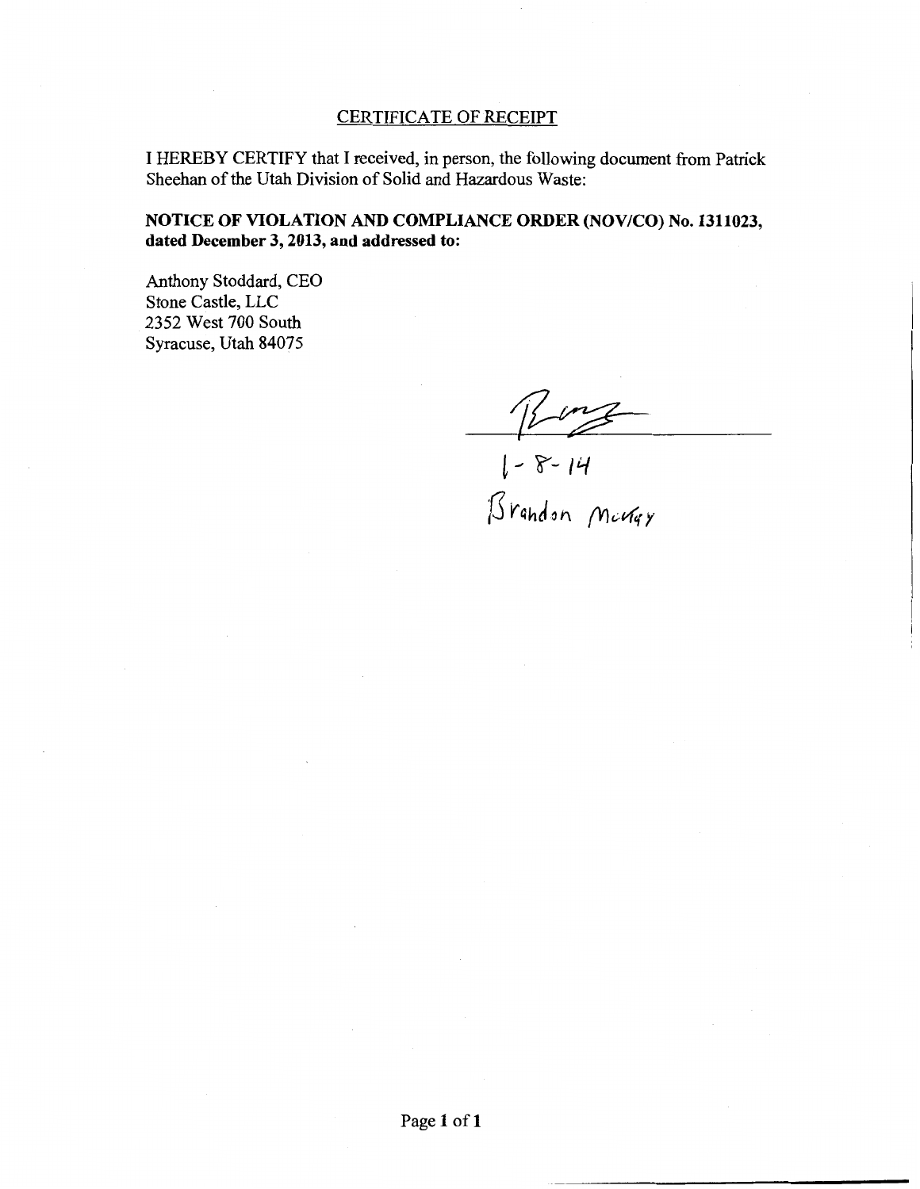CERTIFICATE OF RECEIPT

I HEREBY CERTIFY that I received, in person, the following document from Patrick Sheehan of the Utah Division of Solid and Hazardous Waste:

**NOTICE OF VIOLATION AND COMPLIANCE ORDER (NOV/CO) No. 1311023, dated December 3, 2013, and addressed to:**

Anthony Stoddard, CEO
Stone Castle, LLC
2352 West 700 South
Syracuse, Utah 84075

1-8-14
Brandon McKay